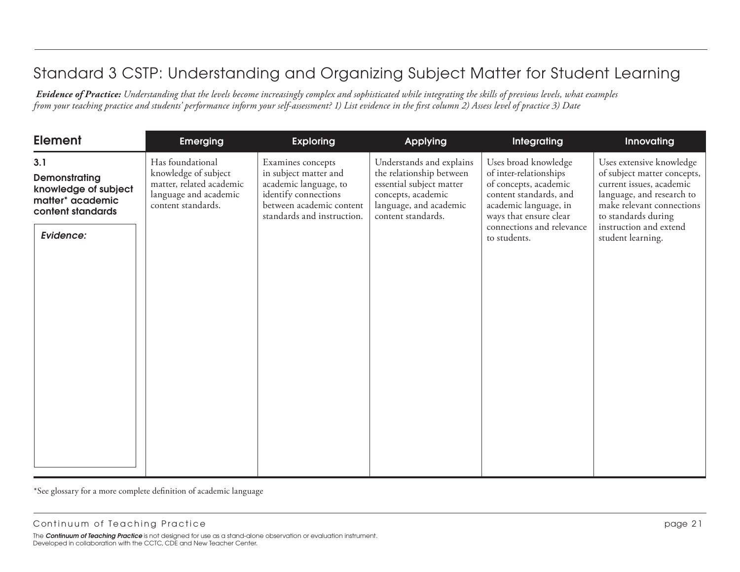# Standard 3 CSTP: Understanding and Organizing Subject Matter for Student Learning

***Evidence of Practice:*** *Understanding that the levels become increasingly complex and sophisticated while integrating the skills of previous levels, what examples from your teaching practice and students' performance inform your self-assessment? 1) List evidence in the first column 2) Assess level of practice 3) Date*

| Element | Emerging | Exploring | Applying | Integrating | Innovating |
|---|---|---|---|---|---|
| **3.1 Demonstrating knowledge of subject matter* academic content standards**<br><br>***Evidence:*** | Has foundational knowledge of subject matter, related academic language and academic content standards. | Examines concepts in subject matter and academic language, to identify connections between academic content standards and instruction. | Understands and explains the relationship between essential subject matter concepts, academic language, and academic content standards. | Uses broad knowledge of inter-relationships of concepts, academic content standards, and academic language, in ways that ensure clear connections and relevance to students. | Uses extensive knowledge of subject matter concepts, current issues, academic language, and research to make relevant connections to standards during instruction and extend student learning. |

*See glossary for a more complete definition of academic language

The ***Continuum of Teaching Practice*** is not designed for use as a stand-alone observation or evaluation instrument.
Developed in collaboration with the CCTC, CDE and New Teacher Center.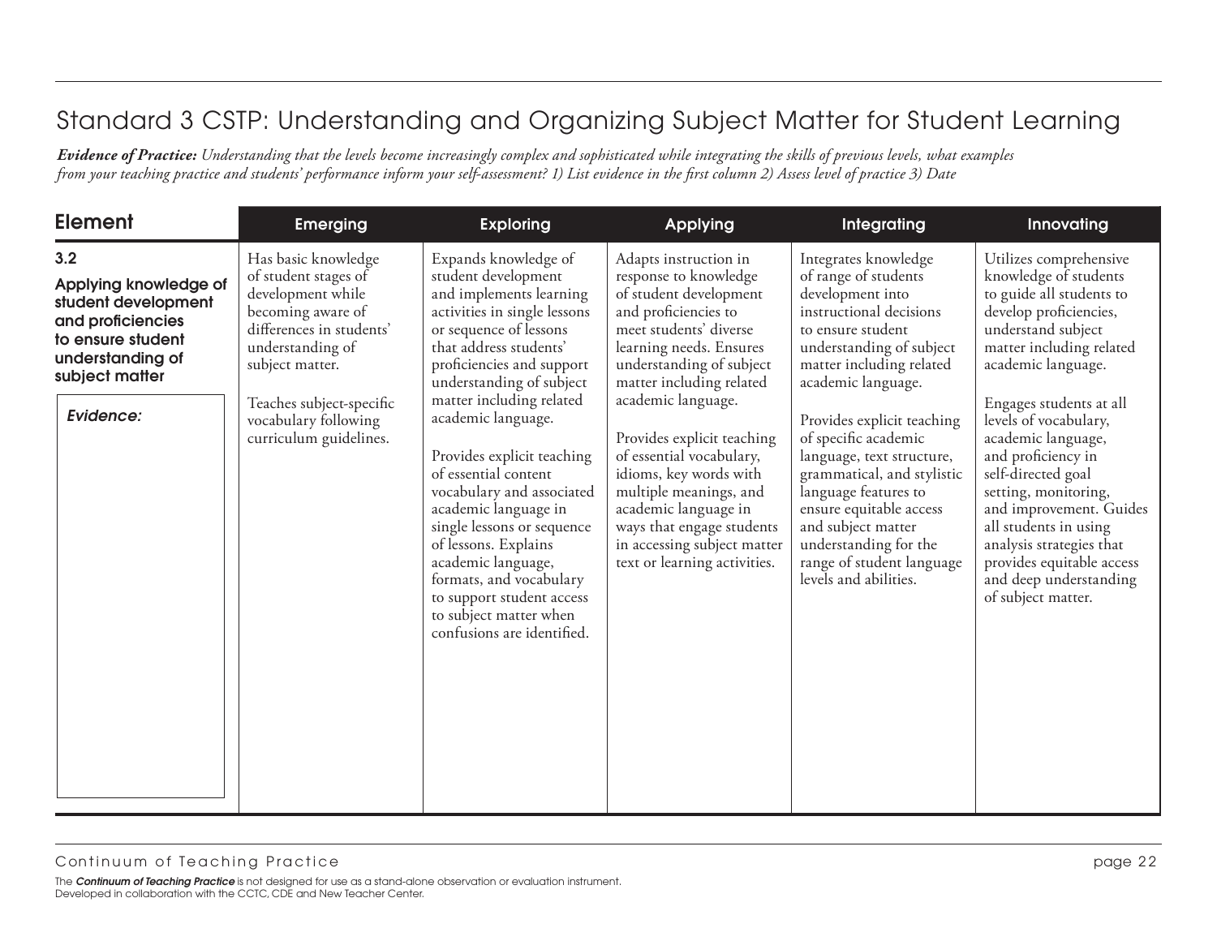# Standard 3 CSTP: Understanding and Organizing Subject Matter for Student Learning

***Evidence of Practice:*** *Understanding that the levels become increasingly complex and sophisticated while integrating the skills of previous levels, what examples from your teaching practice and students' performance inform your self-assessment? 1) List evidence in the first column 2) Assess level of practice 3) Date*

| Element | Emerging | Exploring | Applying | Integrating | Innovating |
|---|---|---|---|---|---|
| **3.2** **Applying knowledge of student development and proficiencies to ensure student understanding of subject matter**<br><br>*Evidence:* | Has basic knowledge of student stages of development while becoming aware of differences in students' understanding of subject matter.<br><br>Teaches subject-specific vocabulary following curriculum guidelines. | Expands knowledge of student development and implements learning activities in single lessons or sequence of lessons that address students' proficiencies and support understanding of subject matter including related academic language.<br><br>Provides explicit teaching of essential content vocabulary and associated academic language in single lessons or sequence of lessons. Explains academic language, formats, and vocabulary to support student access to subject matter when confusions are identified. | Adapts instruction in response to knowledge of student development and proficiencies to meet students' diverse learning needs. Ensures understanding of subject matter including related academic language.<br><br>Provides explicit teaching of essential vocabulary, idioms, key words with multiple meanings, and academic language in ways that engage students in accessing subject matter text or learning activities. | Integrates knowledge of range of students development into instructional decisions to ensure student understanding of subject matter including related academic language.<br><br>Provides explicit teaching of specific academic language, text structure, grammatical, and stylistic language features to ensure equitable access and subject matter understanding for the range of student language levels and abilities. | Utilizes comprehensive knowledge of students to guide all students to develop proficiencies, understand subject matter including related academic language.<br><br>Engages students at all levels of vocabulary, academic language, and proficiency in self-directed goal setting, monitoring, and improvement. Guides all students in using analysis strategies that provides equitable access and deep understanding of subject matter. |

Continuum of Teaching Practice

The ***Continuum of Teaching Practice*** is not designed for use as a stand-alone observation or evaluation instrument.
Developed in collaboration with the CCTC, CDE and New Teacher Center.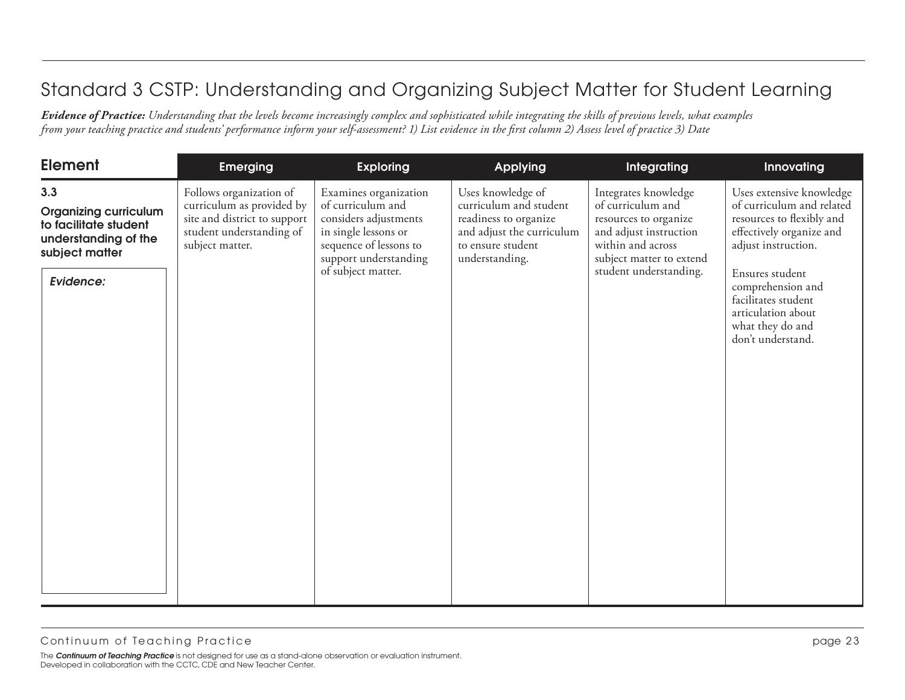# Standard 3 CSTP: Understanding and Organizing Subject Matter for Student Learning

***Evidence of Practice:*** *Understanding that the levels become increasingly complex and sophisticated while integrating the skills of previous levels, what examples from your teaching practice and students' performance inform your self-assessment? 1) List evidence in the first column 2) Assess level of practice 3) Date*

| Element | Emerging | Exploring | Applying | Integrating | Innovating |
|---|---|---|---|---|---|
| **3.3** **Organizing curriculum to facilitate student understanding of the subject matter** *Evidence:* | Follows organization of curriculum as provided by site and district to support student understanding of subject matter. | Examines organization of curriculum and considers adjustments in single lessons or sequence of lessons to support understanding of subject matter. | Uses knowledge of curriculum and student readiness to organize and adjust the curriculum to ensure student understanding. | Integrates knowledge of curriculum and resources to organize and adjust instruction within and across subject matter to extend student understanding. | Uses extensive knowledge of curriculum and related resources to flexibly and effectively organize and adjust instruction. Ensures student comprehension and facilitates student articulation about what they do and don't understand. |

The ***Continuum of Teaching Practice*** is not designed for use as a stand-alone observation or evaluation instrument.
Developed in collaboration with the CCTC, CDE and New Teacher Center.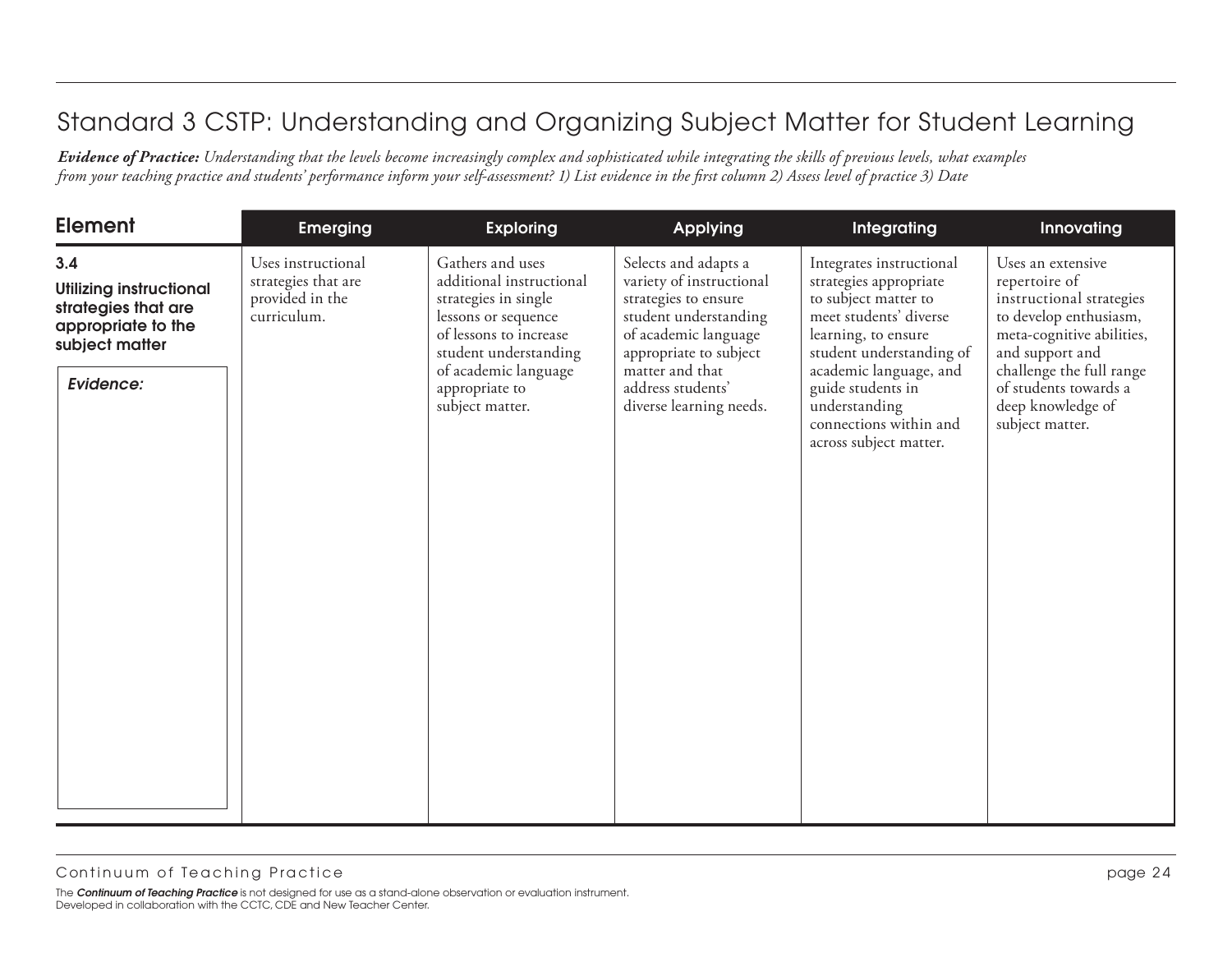# Standard 3 CSTP: Understanding and Organizing Subject Matter for Student Learning

***Evidence of Practice:*** *Understanding that the levels become increasingly complex and sophisticated while integrating the skills of previous levels, what examples from your teaching practice and students' performance inform your self-assessment? 1) List evidence in the first column 2) Assess level of practice 3) Date*

| Element | Emerging | Exploring | Applying | Integrating | Innovating |
|---|---|---|---|---|---|
| **3.4 Utilizing instructional strategies that are appropriate to the subject matter**<br><br>*Evidence:* | Uses instructional strategies that are provided in the curriculum. | Gathers and uses additional instructional strategies in single lessons or sequence of lessons to increase student understanding of academic language appropriate to subject matter. | Selects and adapts a variety of instructional strategies to ensure student understanding of academic language appropriate to subject matter and that address students' diverse learning needs. | Integrates instructional strategies appropriate to subject matter to meet students' diverse learning, to ensure student understanding of academic language, and guide students in understanding connections within and across subject matter. | Uses an extensive repertoire of instructional strategies to develop enthusiasm, meta-cognitive abilities, and support and challenge the full range of students towards a deep knowledge of subject matter. |

Continuum of Teaching Practice

The ***Continuum of Teaching Practice*** is not designed for use as a stand-alone observation or evaluation instrument.
Developed in collaboration with the CCTC, CDE and New Teacher Center.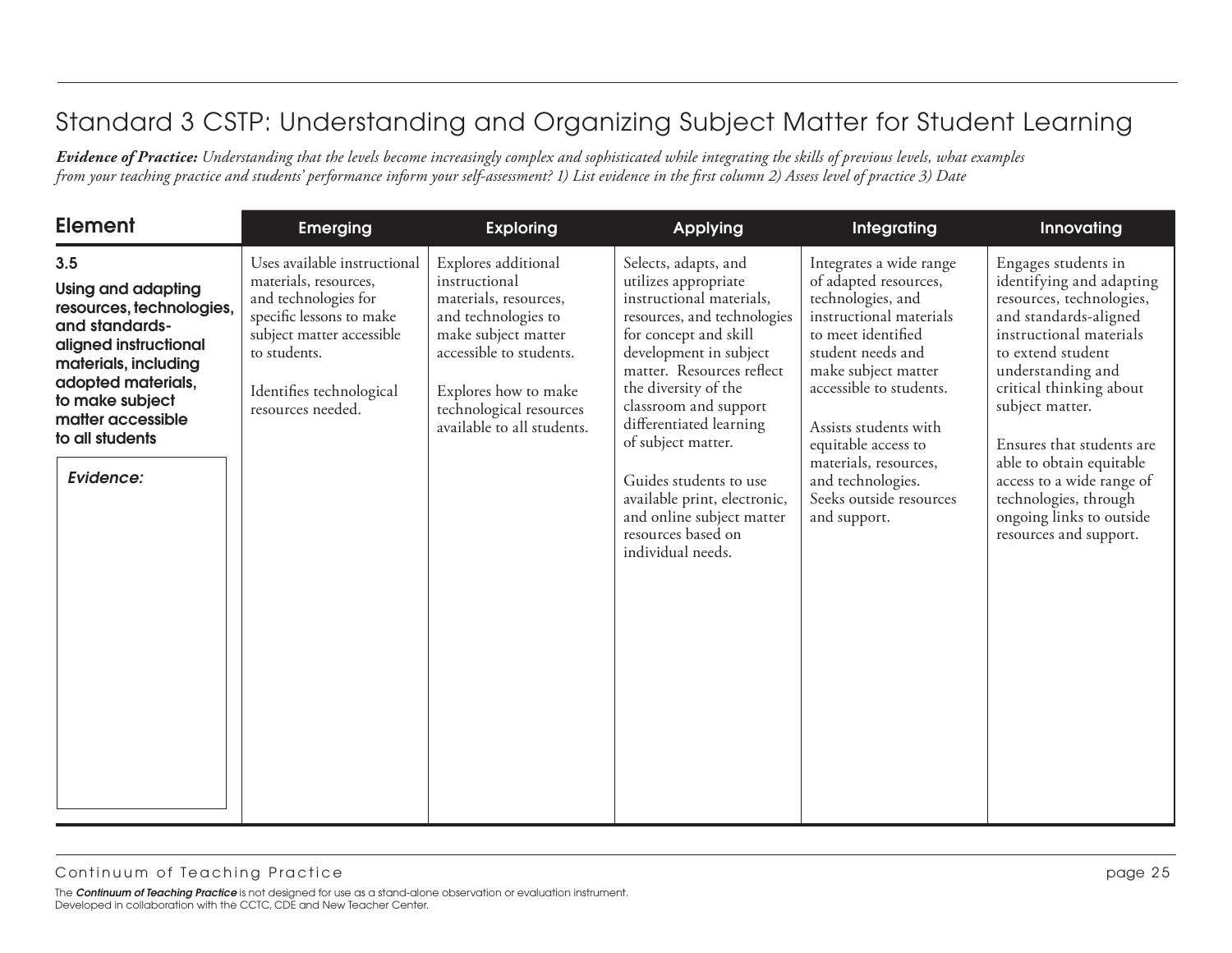# Standard 3 CSTP: Understanding and Organizing Subject Matter for Student Learning

***Evidence of Practice:*** *Understanding that the levels become increasingly complex and sophisticated while integrating the skills of previous levels, what examples from your teaching practice and students' performance inform your self-assessment? 1) List evidence in the first column 2) Assess level of practice 3) Date*

| Element | Emerging | Exploring | Applying | Integrating | Innovating |
|---|---|---|---|---|---|
| **3.5** **Using and adapting resources, technologies, and standards-aligned instructional materials, including adopted materials, to make subject matter accessible to all students** *Evidence:* | Uses available instructional materials, resources, and technologies for specific lessons to make subject matter accessible to students. Identifies technological resources needed. | Explores additional instructional materials, resources, and technologies to make subject matter accessible to students. Explores how to make technological resources available to all students. | Selects, adapts, and utilizes appropriate instructional materials, resources, and technologies for concept and skill development in subject matter. Resources reflect the diversity of the classroom and support differentiated learning of subject matter. Guides students to use available print, electronic, and online subject matter resources based on individual needs. | Integrates a wide range of adapted resources, technologies, and instructional materials to meet identified student needs and make subject matter accessible to students. Assists students with equitable access to materials, resources, and technologies. Seeks outside resources and support. | Engages students in identifying and adapting resources, technologies, and standards-aligned instructional materials to extend student understanding and critical thinking about subject matter. Ensures that students are able to obtain equitable access to a wide range of technologies, through ongoing links to outside resources and support. |

Continuum of Teaching Practice

The ***Continuum of Teaching Practice*** is not designed for use as a stand-alone observation or evaluation instrument.
Developed in collaboration with the CCTC, CDE and New Teacher Center.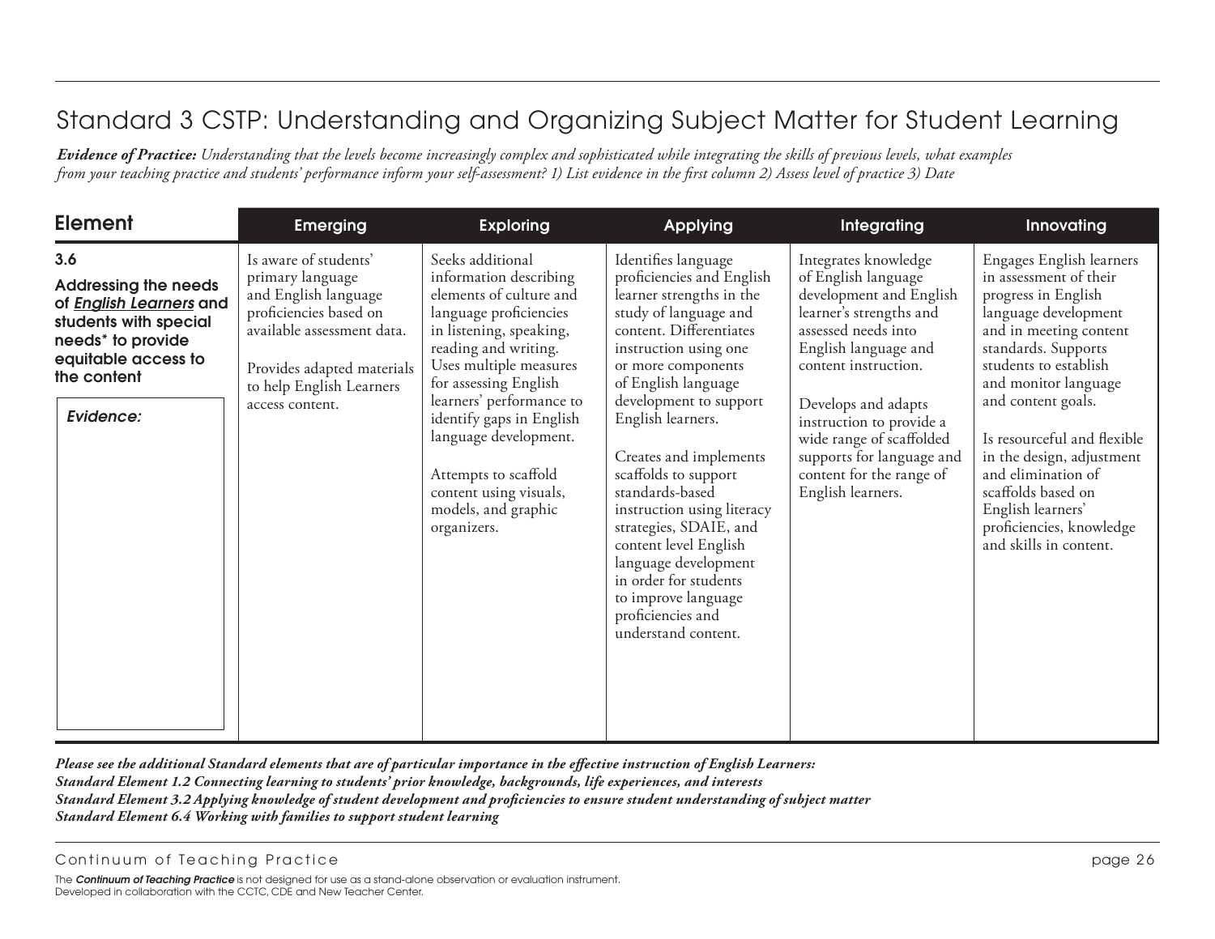# Standard 3 CSTP: Understanding and Organizing Subject Matter for Student Learning

***Evidence of Practice:*** *Understanding that the levels become increasingly complex and sophisticated while integrating the skills of previous levels, what examples from your teaching practice and students' performance inform your self-assessment? 1) List evidence in the first column 2) Assess level of practice 3) Date*

| Element | Emerging | Exploring | Applying | Integrating | Innovating |
|---|---|---|---|---|---|
| **3.6** **Addressing the needs of *English Learners* and students with special needs* to provide equitable access to the content** <br><br> ***Evidence:*** | Is aware of students' primary language and English language proficiencies based on available assessment data.<br><br>Provides adapted materials to help English Learners access content. | Seeks additional information describing elements of culture and language proficiencies in listening, speaking, reading and writing. Uses multiple measures for assessing English learners' performance to identify gaps in English language development.<br><br>Attempts to scaffold content using visuals, models, and graphic organizers. | Identifies language proficiencies and English learner strengths in the study of language and content. Differentiates instruction using one or more components of English language development to support English learners.<br><br>Creates and implements scaffolds to support standards-based instruction using literacy strategies, SDAIE, and content level English language development in order for students to improve language proficiencies and understand content. | Integrates knowledge of English language development and English learner's strengths and assessed needs into English language and content instruction.<br><br>Develops and adapts instruction to provide a wide range of scaffolded supports for language and content for the range of English learners. | Engages English learners in assessment of their progress in English language development and in meeting content standards. Supports students to establish and monitor language and content goals.<br><br>Is resourceful and flexible in the design, adjustment and elimination of scaffolds based on English learners' proficiencies, knowledge and skills in content. |

***Please see the additional Standard elements that are of particular importance in the effective instruction of English Learners:***
***Standard Element 1.2 Connecting learning to students' prior knowledge, backgrounds, life experiences, and interests***
***Standard Element 3.2 Applying knowledge of student development and proficiencies to ensure student understanding of subject matter***
***Standard Element 6.4 Working with families to support student learning***

The ***Continuum of Teaching Practice*** is not designed for use as a stand-alone observation or evaluation instrument.
Developed in collaboration with the CCTC, CDE and New Teacher Center.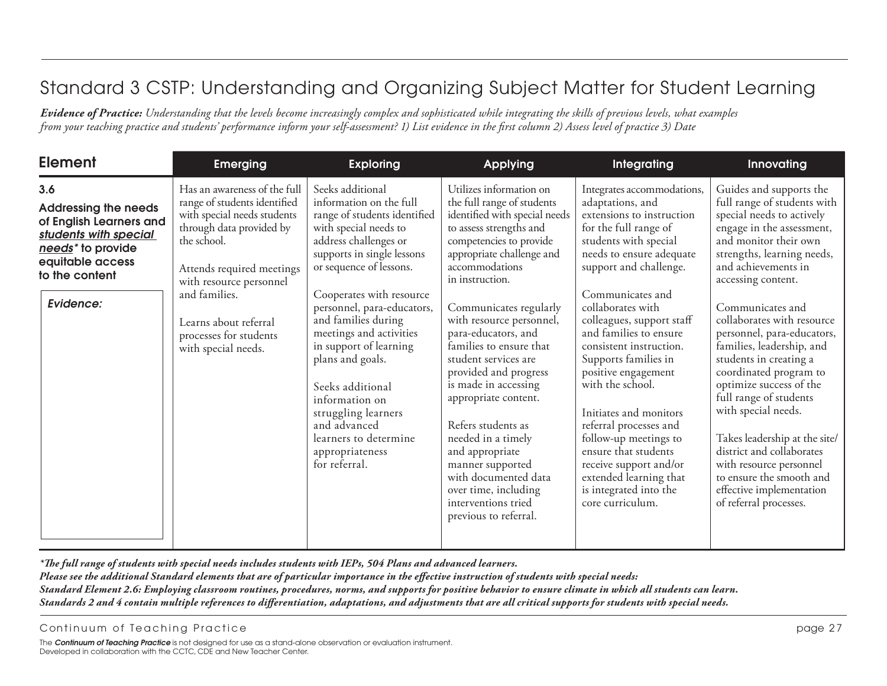# Standard 3 CSTP: Understanding and Organizing Subject Matter for Student Learning

***Evidence of Practice:*** *Understanding that the levels become increasingly complex and sophisticated while integrating the skills of previous levels, what examples from your teaching practice and students' performance inform your self-assessment? 1) List evidence in the first column 2) Assess level of practice 3) Date*

| Element | Emerging | Exploring | Applying | Integrating | Innovating |
|---|---|---|---|---|---|
| **3.6 Addressing the needs of English Learners and *students with special needs** to provide equitable access to the content**<br><br>***Evidence:*** | Has an awareness of the full range of students identified with special needs students through data provided by the school.<br><br>Attends required meetings with resource personnel and families.<br><br>Learns about referral processes for students with special needs. | Seeks additional information on the full range of students identified with special needs to address challenges or supports in single lessons or sequence of lessons.<br><br>Cooperates with resource personnel, para-educators, and families during meetings and activities in support of learning plans and goals.<br><br>Seeks additional information on struggling learners and advanced learners to determine appropriateness for referral. | Utilizes information on the full range of students identified with special needs to assess strengths and competencies to provide appropriate challenge and accommodations in instruction.<br><br>Communicates regularly with resource personnel, para-educators, and families to ensure that student services are provided and progress is made in accessing appropriate content.<br><br>Refers students as needed in a timely and appropriate manner supported with documented data over time, including interventions tried previous to referral. | Integrates accommodations, adaptations, and extensions to instruction for the full range of students with special needs to ensure adequate support and challenge.<br><br>Communicates and collaborates with colleagues, support staff and families to ensure consistent instruction. Supports families in positive engagement with the school.<br><br>Initiates and monitors referral processes and follow-up meetings to ensure that students receive support and/or extended learning that is integrated into the core curriculum. | Guides and supports the full range of students with special needs to actively engage in the assessment, and monitor their own strengths, learning needs, and achievements in accessing content.<br><br>Communicates and collaborates with resource personnel, para-educators, families, leadership, and students in creating a coordinated program to optimize success of the full range of students with special needs.<br><br>Takes leadership at the site/district and collaborates with resource personnel to ensure the smooth and effective implementation of referral processes. |

***The full range of students with special needs includes students with IEPs, 504 Plans and advanced learners.***

***Please see the additional Standard elements that are of particular importance in the effective instruction of students with special needs:***

***Standard Element 2.6: Employing classroom routines, procedures, norms, and supports for positive behavior to ensure climate in which all students can learn.***

***Standards 2 and 4 contain multiple references to differentiation, adaptations, and adjustments that are all critical supports for students with special needs.***

The ***Continuum of Teaching Practice*** is not designed for use as a stand-alone observation or evaluation instrument.
Developed in collaboration with the CCTC, CDE and New Teacher Center.